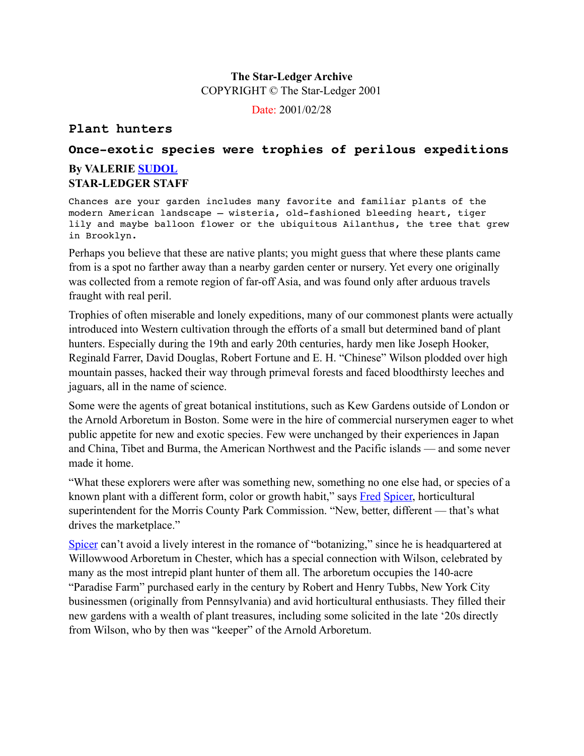**The Star-Ledger Archive**
COPYRIGHT © The Star-Ledger 2001

Date: 2001/02/28

## Plant hunters

### Once-exotic species were trophies of perilous expeditions

**By VALERIE SUDOL**
**STAR-LEDGER STAFF**

Chances are your garden includes many favorite and familiar plants of the modern American landscape – wisteria, old-fashioned bleeding heart, tiger lily and maybe balloon flower or the ubiquitous Ailanthus, the tree that grew in Brooklyn.

Perhaps you believe that these are native plants; you might guess that where these plants came from is a spot no farther away than a nearby garden center or nursery. Yet every one originally was collected from a remote region of far-off Asia, and was found only after arduous travels fraught with real peril.

Trophies of often miserable and lonely expeditions, many of our commonest plants were actually introduced into Western cultivation through the efforts of a small but determined band of plant hunters. Especially during the 19th and early 20th centuries, hardy men like Joseph Hooker, Reginald Farrer, David Douglas, Robert Fortune and E. H. "Chinese" Wilson plodded over high mountain passes, hacked their way through primeval forests and faced bloodthirsty leeches and jaguars, all in the name of science.

Some were the agents of great botanical institutions, such as Kew Gardens outside of London or the Arnold Arboretum in Boston. Some were in the hire of commercial nurserymen eager to whet public appetite for new and exotic species. Few were unchanged by their experiences in Japan and China, Tibet and Burma, the American Northwest and the Pacific islands — and some never made it home.

"What these explorers were after was something new, something no one else had, or species of a known plant with a different form, color or growth habit," says Fred Spicer, horticultural superintendent for the Morris County Park Commission. "New, better, different — that's what drives the marketplace."

Spicer can't avoid a lively interest in the romance of "botanizing," since he is headquartered at Willowwood Arboretum in Chester, which has a special connection with Wilson, celebrated by many as the most intrepid plant hunter of them all. The arboretum occupies the 140-acre "Paradise Farm" purchased early in the century by Robert and Henry Tubbs, New York City businessmen (originally from Pennsylvania) and avid horticultural enthusiasts. They filled their new gardens with a wealth of plant treasures, including some solicited in the late '20s directly from Wilson, who by then was "keeper" of the Arnold Arboretum.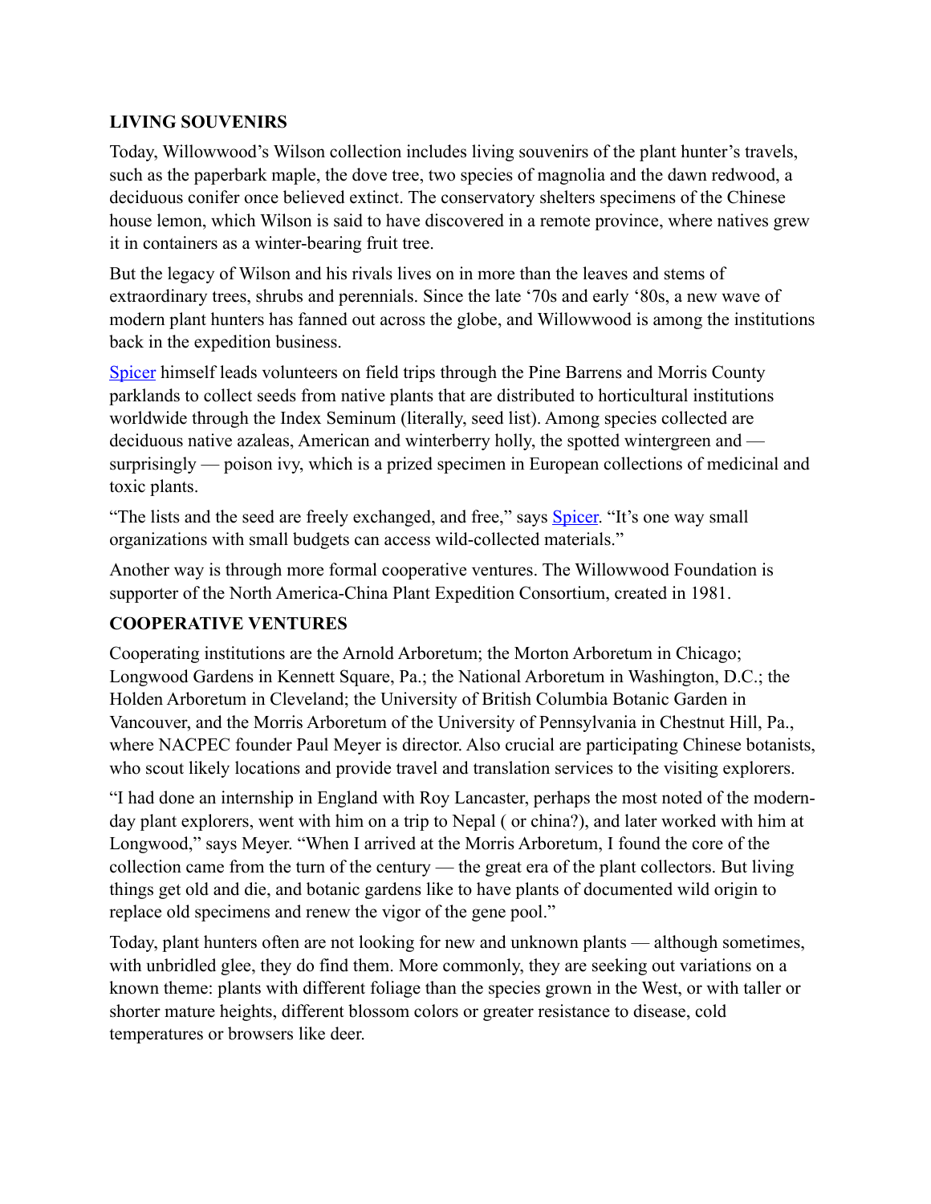## LIVING SOUVENIRS

Today, Willowwood's Wilson collection includes living souvenirs of the plant hunter's travels, such as the paperbark maple, the dove tree, two species of magnolia and the dawn redwood, a deciduous conifer once believed extinct. The conservatory shelters specimens of the Chinese house lemon, which Wilson is said to have discovered in a remote province, where natives grew it in containers as a winter-bearing fruit tree.

But the legacy of Wilson and his rivals lives on in more than the leaves and stems of extraordinary trees, shrubs and perennials. Since the late '70s and early '80s, a new wave of modern plant hunters has fanned out across the globe, and Willowwood is among the institutions back in the expedition business.

Spicer himself leads volunteers on field trips through the Pine Barrens and Morris County parklands to collect seeds from native plants that are distributed to horticultural institutions worldwide through the Index Seminum (literally, seed list). Among species collected are deciduous native azaleas, American and winterberry holly, the spotted wintergreen and — surprisingly — poison ivy, which is a prized specimen in European collections of medicinal and toxic plants.

"The lists and the seed are freely exchanged, and free," says Spicer. "It's one way small organizations with small budgets can access wild-collected materials."

Another way is through more formal cooperative ventures. The Willowwood Foundation is supporter of the North America-China Plant Expedition Consortium, created in 1981.

## COOPERATIVE VENTURES

Cooperating institutions are the Arnold Arboretum; the Morton Arboretum in Chicago; Longwood Gardens in Kennett Square, Pa.; the National Arboretum in Washington, D.C.; the Holden Arboretum in Cleveland; the University of British Columbia Botanic Garden in Vancouver, and the Morris Arboretum of the University of Pennsylvania in Chestnut Hill, Pa., where NACPEC founder Paul Meyer is director. Also crucial are participating Chinese botanists, who scout likely locations and provide travel and translation services to the visiting explorers.

"I had done an internship in England with Roy Lancaster, perhaps the most noted of the modern-day plant explorers, went with him on a trip to Nepal ( or china?), and later worked with him at Longwood," says Meyer. "When I arrived at the Morris Arboretum, I found the core of the collection came from the turn of the century — the great era of the plant collectors. But living things get old and die, and botanic gardens like to have plants of documented wild origin to replace old specimens and renew the vigor of the gene pool."

Today, plant hunters often are not looking for new and unknown plants — although sometimes, with unbridled glee, they do find them. More commonly, they are seeking out variations on a known theme: plants with different foliage than the species grown in the West, or with taller or shorter mature heights, different blossom colors or greater resistance to disease, cold temperatures or browsers like deer.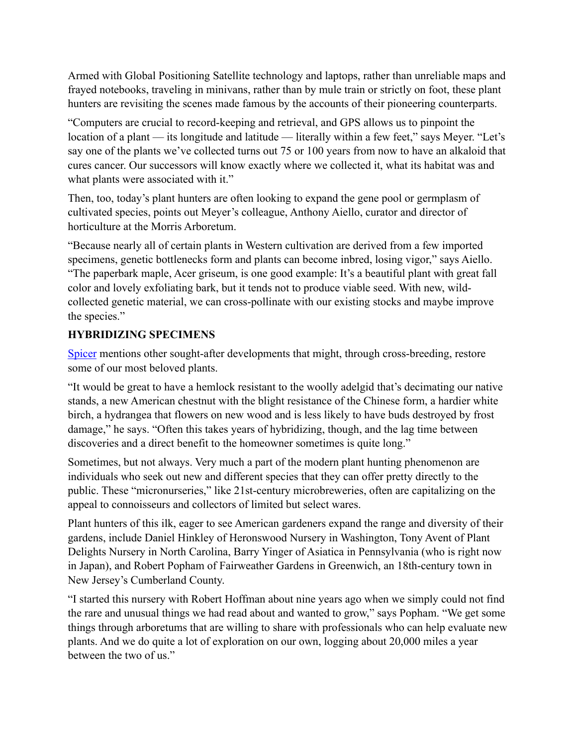Armed with Global Positioning Satellite technology and laptops, rather than unreliable maps and frayed notebooks, traveling in minivans, rather than by mule train or strictly on foot, these plant hunters are revisiting the scenes made famous by the accounts of their pioneering counterparts.

"Computers are crucial to record-keeping and retrieval, and GPS allows us to pinpoint the location of a plant — its longitude and latitude — literally within a few feet," says Meyer. "Let's say one of the plants we've collected turns out 75 or 100 years from now to have an alkaloid that cures cancer. Our successors will know exactly where we collected it, what its habitat was and what plants were associated with it."

Then, too, today's plant hunters are often looking to expand the gene pool or germplasm of cultivated species, points out Meyer's colleague, Anthony Aiello, curator and director of horticulture at the Morris Arboretum.

"Because nearly all of certain plants in Western cultivation are derived from a few imported specimens, genetic bottlenecks form and plants can become inbred, losing vigor," says Aiello. "The paperbark maple, Acer griseum, is one good example: It's a beautiful plant with great fall color and lovely exfoliating bark, but it tends not to produce viable seed. With new, wild-collected genetic material, we can cross-pollinate with our existing stocks and maybe improve the species."

**HYBRIDIZING SPECIMENS**

Spicer mentions other sought-after developments that might, through cross-breeding, restore some of our most beloved plants.

"It would be great to have a hemlock resistant to the woolly adelgid that's decimating our native stands, a new American chestnut with the blight resistance of the Chinese form, a hardier white birch, a hydrangea that flowers on new wood and is less likely to have buds destroyed by frost damage," he says. "Often this takes years of hybridizing, though, and the lag time between discoveries and a direct benefit to the homeowner sometimes is quite long."

Sometimes, but not always. Very much a part of the modern plant hunting phenomenon are individuals who seek out new and different species that they can offer pretty directly to the public. These "micronurseries," like 21st-century microbreweries, often are capitalizing on the appeal to connoisseurs and collectors of limited but select wares.

Plant hunters of this ilk, eager to see American gardeners expand the range and diversity of their gardens, include Daniel Hinkley of Heronswood Nursery in Washington, Tony Avent of Plant Delights Nursery in North Carolina, Barry Yinger of Asiatica in Pennsylvania (who is right now in Japan), and Robert Popham of Fairweather Gardens in Greenwich, an 18th-century town in New Jersey's Cumberland County.

"I started this nursery with Robert Hoffman about nine years ago when we simply could not find the rare and unusual things we had read about and wanted to grow," says Popham. "We get some things through arboretums that are willing to share with professionals who can help evaluate new plants. And we do quite a lot of exploration on our own, logging about 20,000 miles a year between the two of us."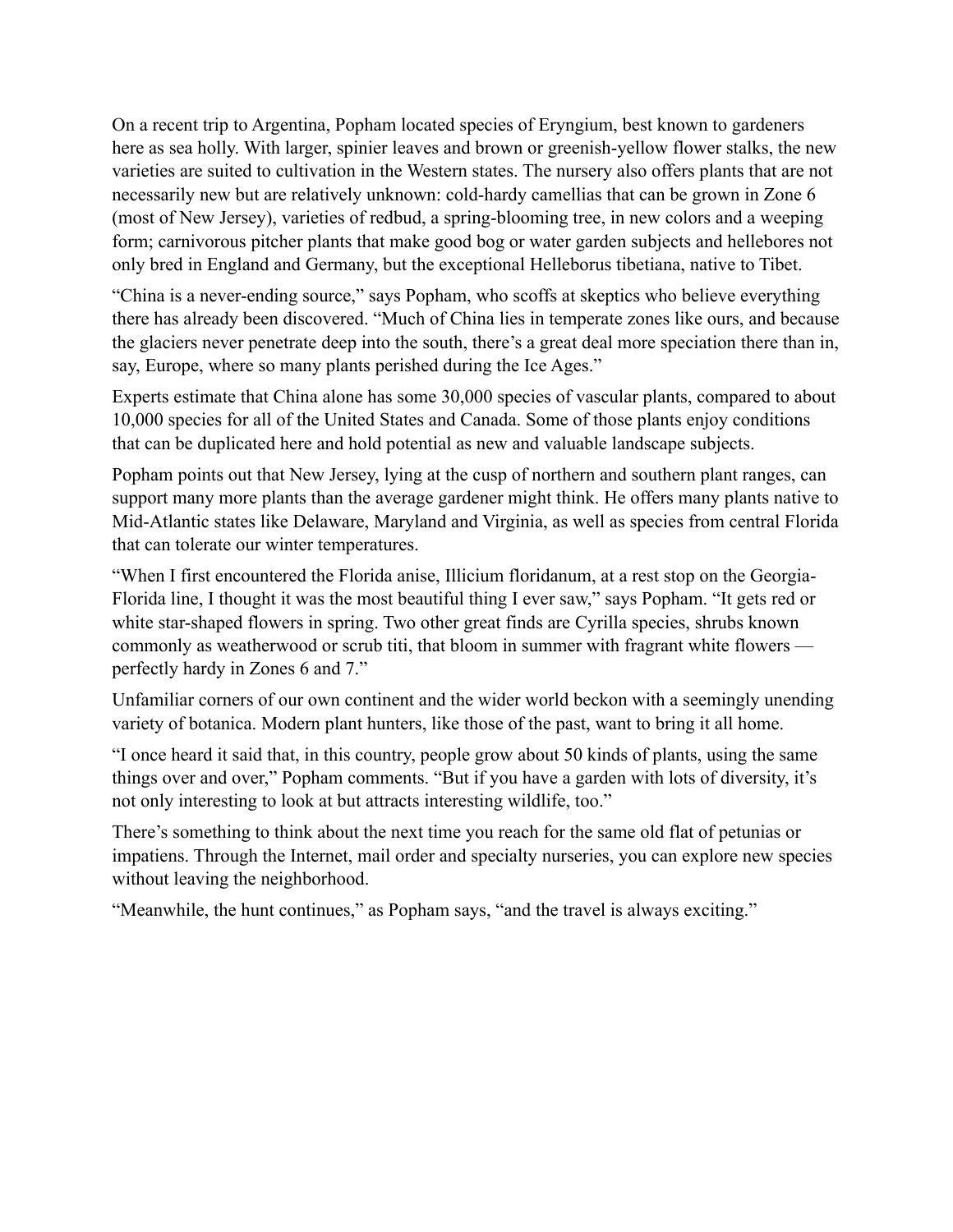On a recent trip to Argentina, Popham located species of Eryngium, best known to gardeners here as sea holly. With larger, spinier leaves and brown or greenish-yellow flower stalks, the new varieties are suited to cultivation in the Western states. The nursery also offers plants that are not necessarily new but are relatively unknown: cold-hardy camellias that can be grown in Zone 6 (most of New Jersey), varieties of redbud, a spring-blooming tree, in new colors and a weeping form; carnivorous pitcher plants that make good bog or water garden subjects and hellebores not only bred in England and Germany, but the exceptional Helleborus tibetiana, native to Tibet.

"China is a never-ending source," says Popham, who scoffs at skeptics who believe everything there has already been discovered. "Much of China lies in temperate zones like ours, and because the glaciers never penetrate deep into the south, there's a great deal more speciation there than in, say, Europe, where so many plants perished during the Ice Ages."

Experts estimate that China alone has some 30,000 species of vascular plants, compared to about 10,000 species for all of the United States and Canada. Some of those plants enjoy conditions that can be duplicated here and hold potential as new and valuable landscape subjects.

Popham points out that New Jersey, lying at the cusp of northern and southern plant ranges, can support many more plants than the average gardener might think. He offers many plants native to Mid-Atlantic states like Delaware, Maryland and Virginia, as well as species from central Florida that can tolerate our winter temperatures.

"When I first encountered the Florida anise, Illicium floridanum, at a rest stop on the Georgia-Florida line, I thought it was the most beautiful thing I ever saw," says Popham. "It gets red or white star-shaped flowers in spring. Two other great finds are Cyrilla species, shrubs known commonly as weatherwood or scrub titi, that bloom in summer with fragrant white flowers — perfectly hardy in Zones 6 and 7."

Unfamiliar corners of our own continent and the wider world beckon with a seemingly unending variety of botanica. Modern plant hunters, like those of the past, want to bring it all home.

"I once heard it said that, in this country, people grow about 50 kinds of plants, using the same things over and over," Popham comments. "But if you have a garden with lots of diversity, it's not only interesting to look at but attracts interesting wildlife, too."

There's something to think about the next time you reach for the same old flat of petunias or impatiens. Through the Internet, mail order and specialty nurseries, you can explore new species without leaving the neighborhood.

"Meanwhile, the hunt continues," as Popham says, "and the travel is always exciting."